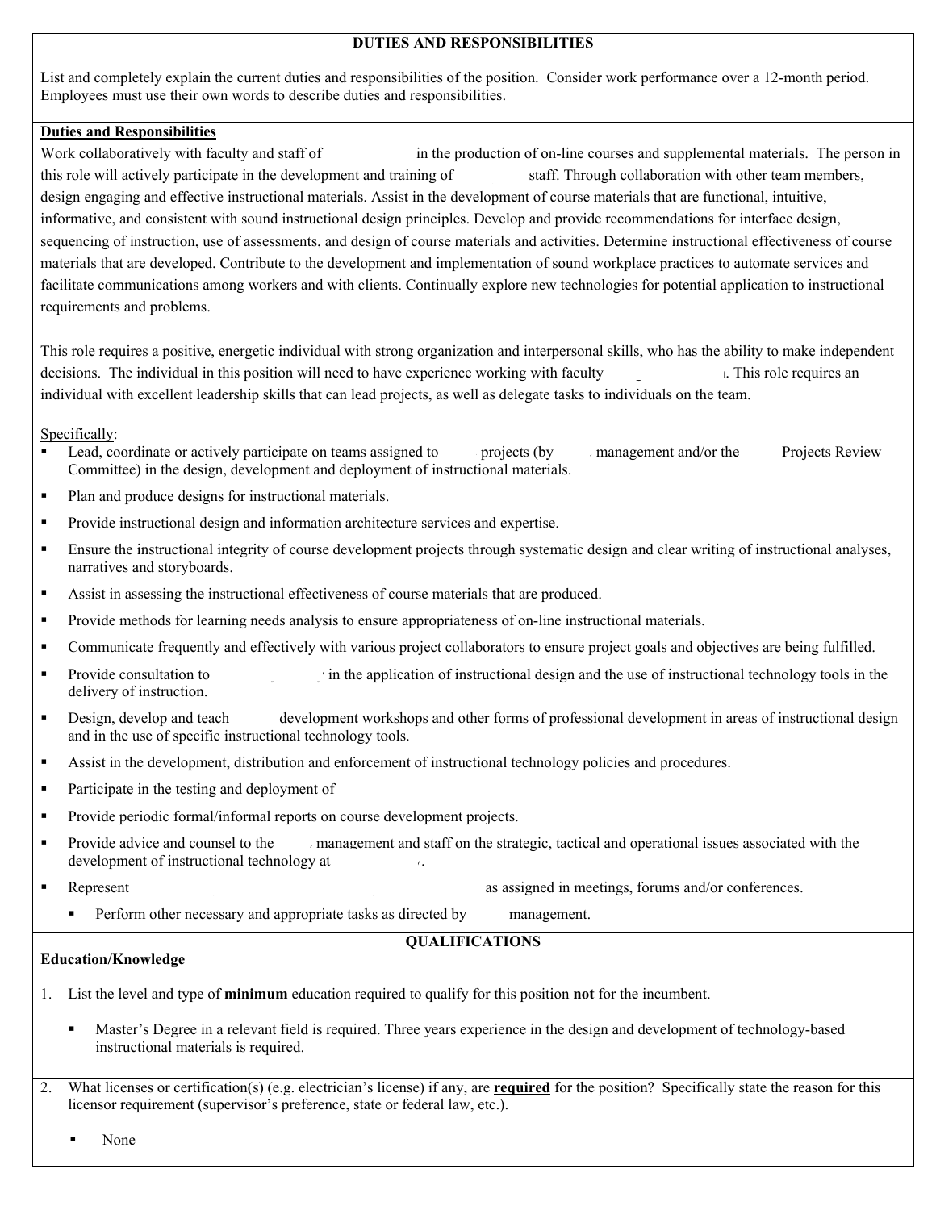## DUTIES AND RESPONSIBILITIES

List and completely explain the current duties and responsibilities of the position. Consider work performance over a 12-month period. Employees must use their own words to describe duties and responsibilities.

**Duties and Responsibilities**

Work collaboratively with faculty and staff of in the production of on-line courses and supplemental materials. The person in this role will actively participate in the development and training of staff. Through collaboration with other team members, design engaging and effective instructional materials. Assist in the development of course materials that are functional, intuitive, informative, and consistent with sound instructional design principles. Develop and provide recommendations for interface design, sequencing of instruction, use of assessments, and design of course materials and activities. Determine instructional effectiveness of course materials that are developed. Contribute to the development and implementation of sound workplace practices to automate services and facilitate communications among workers and with clients. Continually explore new technologies for potential application to instructional requirements and problems.

This role requires a positive, energetic individual with strong organization and interpersonal skills, who has the ability to make independent decisions. The individual in this position will need to have experience working with faculty . This role requires an individual with excellent leadership skills that can lead projects, as well as delegate tasks to individuals on the team.

Specifically:

- Lead, coordinate or actively participate on teams assigned to projects (by management and/or the Projects Review Committee) in the design, development and deployment of instructional materials.
- Plan and produce designs for instructional materials.
- Provide instructional design and information architecture services and expertise.
- Ensure the instructional integrity of course development projects through systematic design and clear writing of instructional analyses, narratives and storyboards.
- Assist in assessing the instructional effectiveness of course materials that are produced.
- Provide methods for learning needs analysis to ensure appropriateness of on-line instructional materials.
- Communicate frequently and effectively with various project collaborators to ensure project goals and objectives are being fulfilled.
- Provide consultation to in the application of instructional design and the use of instructional technology tools in the delivery of instruction.
- Design, develop and teach development workshops and other forms of professional development in areas of instructional design and in the use of specific instructional technology tools.
- Assist in the development, distribution and enforcement of instructional technology policies and procedures.
- Participate in the testing and deployment of
- Provide periodic formal/informal reports on course development projects.
- Provide advice and counsel to the management and staff on the strategic, tactical and operational issues associated with the development of instructional technology at .
- Represent as assigned in meetings, forums and/or conferences.
  - Perform other necessary and appropriate tasks as directed by management.

## QUALIFICATIONS

**Education/Knowledge**

1. List the level and type of **minimum** education required to qualify for this position **not** for the incumbent.

   - Master's Degree in a relevant field is required. Three years experience in the design and development of technology-based instructional materials is required.

2. What licenses or certification(s) (e.g. electrician's license) if any, are <u>**required**</u> for the position? Specifically state the reason for this licensor requirement (supervisor's preference, state or federal law, etc.).

   - None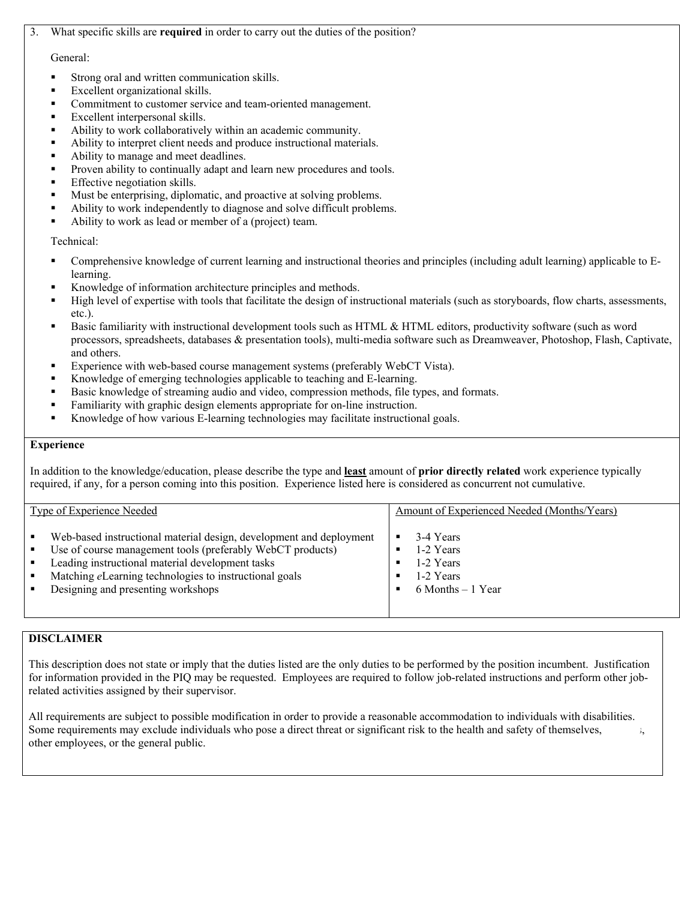3. What specific skills are **required** in order to carry out the duties of the position?

General:

- Strong oral and written communication skills.
- Excellent organizational skills.
- Commitment to customer service and team-oriented management.
- Excellent interpersonal skills.
- Ability to work collaboratively within an academic community.
- Ability to interpret client needs and produce instructional materials.
- Ability to manage and meet deadlines.
- Proven ability to continually adapt and learn new procedures and tools.
- Effective negotiation skills.
- Must be enterprising, diplomatic, and proactive at solving problems.
- Ability to work independently to diagnose and solve difficult problems.
- Ability to work as lead or member of a (project) team.

Technical:

- Comprehensive knowledge of current learning and instructional theories and principles (including adult learning) applicable to E-learning.
- Knowledge of information architecture principles and methods.
- High level of expertise with tools that facilitate the design of instructional materials (such as storyboards, flow charts, assessments, etc.).
- Basic familiarity with instructional development tools such as HTML & HTML editors, productivity software (such as word processors, spreadsheets, databases & presentation tools), multi-media software such as Dreamweaver, Photoshop, Flash, Captivate, and others.
- Experience with web-based course management systems (preferably WebCT Vista).
- Knowledge of emerging technologies applicable to teaching and E-learning.
- Basic knowledge of streaming audio and video, compression methods, file types, and formats.
- Familiarity with graphic design elements appropriate for on-line instruction.
- Knowledge of how various E-learning technologies may facilitate instructional goals.

**Experience**

In addition to the knowledge/education, please describe the type and **least** amount of **prior directly related** work experience typically required, if any, for a person coming into this position. Experience listed here is considered as concurrent not cumulative.

| Type of Experience Needed | Amount of Experienced Needed (Months/Years) |
|---|---|
| Web-based instructional material design, development and deployment | 3-4 Years |
| Use of course management tools (preferably WebCT products) | 1-2 Years |
| Leading instructional material development tasks | 1-2 Years |
| Matching *e*Learning technologies to instructional goals | 1-2 Years |
| Designing and presenting workshops | 6 Months – 1 Year |

**DISCLAIMER**

This description does not state or imply that the duties listed are the only duties to be performed by the position incumbent. Justification for information provided in the PIQ may be requested. Employees are required to follow job-related instructions and perform other job-related activities assigned by their supervisor.

All requirements are subject to possible modification in order to provide a reasonable accommodation to individuals with disabilities. Some requirements may exclude individuals who pose a direct threat or significant risk to the health and safety of themselves, other employees, or the general public.